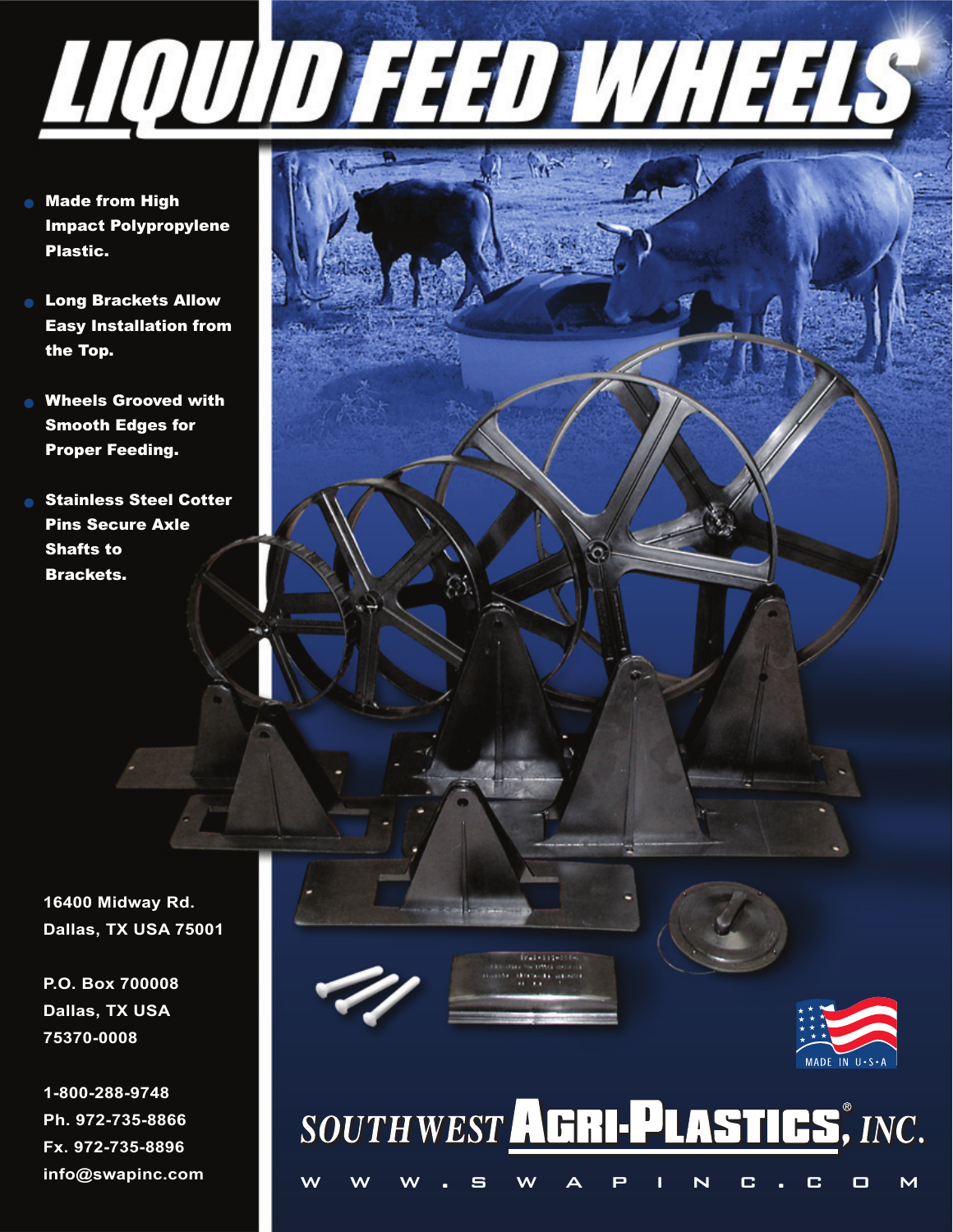# LIQUID FEED WHEELS

- **Made from High Impact Polypropylene Plastic.**
- **Long Brackets Allow Easy Installation from the Top.**
- **Wheels Grooved with Smooth Edges for Proper Feeding.**
- **Stainless Steel Cotter Pins Secure Axle Shafts to Brackets.**

**16400 Midway Rd.**
**Dallas, TX USA 75001**

**P.O. Box 700008**
**Dallas, TX USA**
**75370-0008**

**1-800-288-9748**
**Ph. 972-735-8866**
**Fx. 972-735-8896**
**info@swapinc.com**

MADE IN U·S·A

SOUTHWEST AGRI-PLASTICS®, INC.

WWW.SWAPINC.COM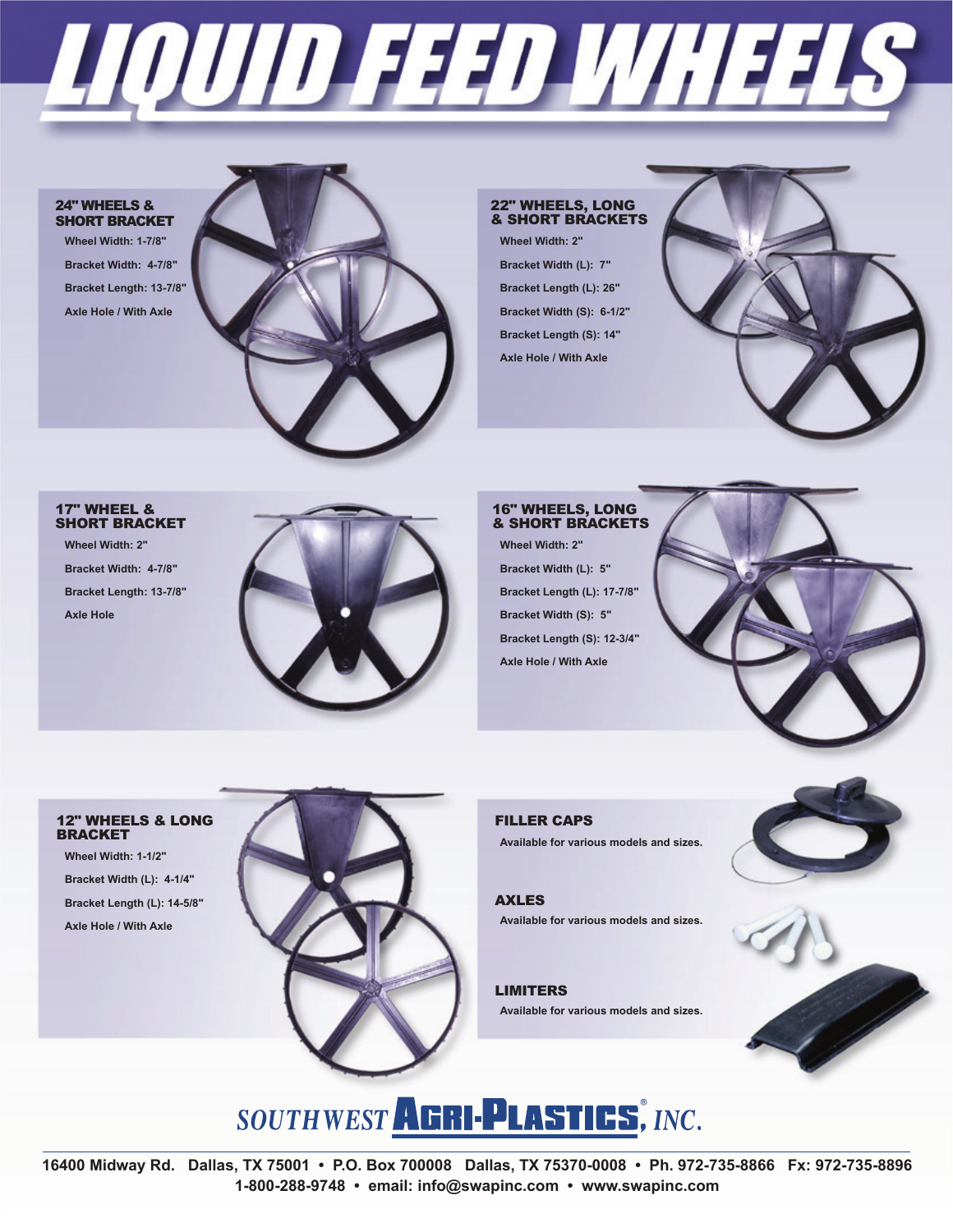# LIQUID FEED WHEELS

### 24" WHEELS & SHORT BRACKET

Wheel Width: 1-7/8"

Bracket Width: 4-7/8"

Bracket Length: 13-7/8"

Axle Hole / With Axle

### 22" WHEELS, LONG & SHORT BRACKETS

Wheel Width: 2"

Bracket Width (L): 7"

Bracket Length (L): 26"

Bracket Width (S): 6-1/2"

Bracket Length (S): 14"

Axle Hole / With Axle

### 17" WHEEL & SHORT BRACKET

Wheel Width: 2"

Bracket Width: 4-7/8"

Bracket Length: 13-7/8"

Axle Hole

### 16" WHEELS, LONG & SHORT BRACKETS

Wheel Width: 2"

Bracket Width (L): 5"

Bracket Length (L): 17-7/8"

Bracket Width (S): 5"

Bracket Length (S): 12-3/4"

Axle Hole / With Axle

### 12" WHEELS & LONG BRACKET

Wheel Width: 1-1/2"

Bracket Width (L): 4-1/4"

Bracket Length (L): 14-5/8"

Axle Hole / With Axle

### FILLER CAPS

Available for various models and sizes.

### AXLES

Available for various models and sizes.

### LIMITERS

Available for various models and sizes.

SOUTHWEST AGRI-PLASTICS®, INC.

16400 Midway Rd. Dallas, TX 75001 • P.O. Box 700008 Dallas, TX 75370-0008 • Ph. 972-735-8866 Fx: 972-735-8896
1-800-288-9748 • email: info@swapinc.com • www.swapinc.com